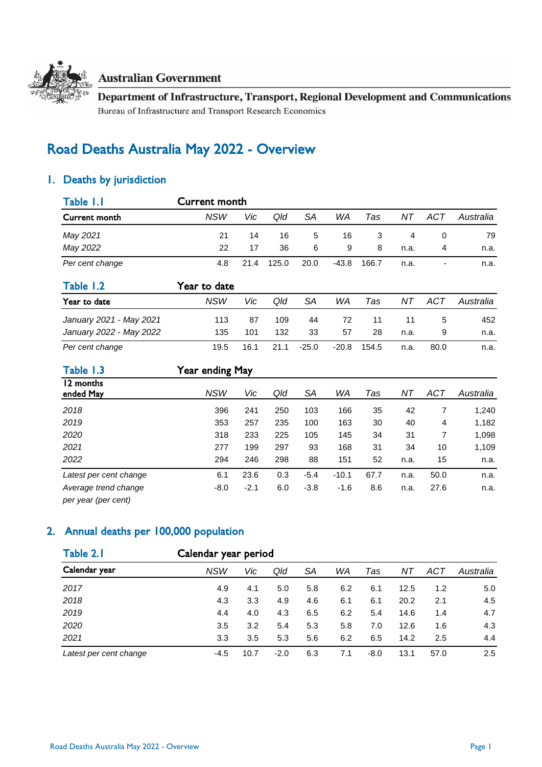**Australian Government**

**Department of Infrastructure, Transport, Regional Development and Communications**

Bureau of Infrastructure and Transport Research Economics

# Road Deaths Australia May 2022 - Overview

## 1. Deaths by jurisdiction

**Table 1.1** Current month

| Current month | NSW | Vic | Qld | SA | WA | Tas | NT | ACT | Australia |
|---|---|---|---|---|---|---|---|---|---|
| *May 2021* | 21 | 14 | 16 | 5 | 16 | 3 | 4 | 0 | 79 |
| *May 2022* | 22 | 17 | 36 | 6 | 9 | 8 | n.a. | 4 | n.a. |
| *Per cent change* | 4.8 | 21.4 | 125.0 | 20.0 | -43.8 | 166.7 | n.a. | - | n.a. |

**Table 1.2** Year to date

| Year to date | NSW | Vic | Qld | SA | WA | Tas | NT | ACT | Australia |
|---|---|---|---|---|---|---|---|---|---|
| *January 2021 - May 2021* | 113 | 87 | 109 | 44 | 72 | 11 | 11 | 5 | 452 |
| *January 2022 - May 2022* | 135 | 101 | 132 | 33 | 57 | 28 | n.a. | 9 | n.a. |
| *Per cent change* | 19.5 | 16.1 | 21.1 | -25.0 | -20.8 | 154.5 | n.a. | 80.0 | n.a. |

**Table 1.3** Year ending May

| 12 months ended May | NSW | Vic | Qld | SA | WA | Tas | NT | ACT | Australia |
|---|---|---|---|---|---|---|---|---|---|
| *2018* | 396 | 241 | 250 | 103 | 166 | 35 | 42 | 7 | 1,240 |
| *2019* | 353 | 257 | 235 | 100 | 163 | 30 | 40 | 4 | 1,182 |
| *2020* | 318 | 233 | 225 | 105 | 145 | 34 | 31 | 7 | 1,098 |
| *2021* | 277 | 199 | 297 | 93 | 168 | 31 | 34 | 10 | 1,109 |
| *2022* | 294 | 246 | 298 | 88 | 151 | 52 | n.a. | 15 | n.a. |
| *Latest per cent change* | 6.1 | 23.6 | 0.3 | -5.4 | -10.1 | 67.7 | n.a. | 50.0 | n.a. |
| *Average trend change per year (per cent)* | -8.0 | -2.1 | 6.0 | -3.8 | -1.6 | 8.6 | n.a. | 27.6 | n.a. |

## 2. Annual deaths per 100,000 population

**Table 2.1** Calendar year period

| Calendar year | NSW | Vic | Qld | SA | WA | Tas | NT | ACT | Australia |
|---|---|---|---|---|---|---|---|---|---|
| *2017* | 4.9 | 4.1 | 5.0 | 5.8 | 6.2 | 6.1 | 12.5 | 1.2 | 5.0 |
| *2018* | 4.3 | 3.3 | 4.9 | 4.6 | 6.1 | 6.1 | 20.2 | 2.1 | 4.5 |
| *2019* | 4.4 | 4.0 | 4.3 | 6.5 | 6.2 | 5.4 | 14.6 | 1.4 | 4.7 |
| *2020* | 3.5 | 3.2 | 5.4 | 5.3 | 5.8 | 7.0 | 12.6 | 1.6 | 4.3 |
| *2021* | 3.3 | 3.5 | 5.3 | 5.6 | 6.2 | 6.5 | 14.2 | 2.5 | 4.4 |
| *Latest per cent change* | -4.5 | 10.7 | -2.0 | 6.3 | 7.1 | -8.0 | 13.1 | 57.0 | 2.5 |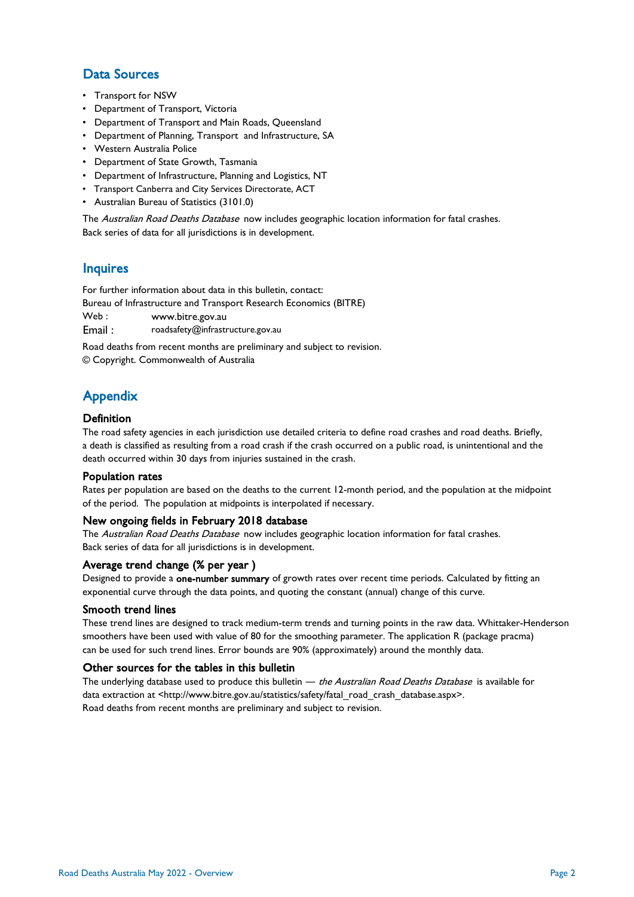## Data Sources

- Transport for NSW
- Department of Transport, Victoria
- Department of Transport and Main Roads, Queensland
- Department of Planning, Transport and Infrastructure, SA
- Western Australia Police
- Department of State Growth, Tasmania
- Department of Infrastructure, Planning and Logistics, NT
- Transport Canberra and City Services Directorate, ACT
- Australian Bureau of Statistics (3101.0)

The *Australian Road Deaths Database* now includes geographic location information for fatal crashes.
Back series of data for all jurisdictions is in development.

## Inquires

For further information about data in this bulletin, contact:
Bureau of Infrastructure and Transport Research Economics (BITRE)
Web : www.bitre.gov.au
Email : roadsafety@infrastructure.gov.au

Road deaths from recent months are preliminary and subject to revision.
© Copyright. Commonwealth of Australia

## Appendix

### Definition

The road safety agencies in each jurisdiction use detailed criteria to define road crashes and road deaths. Briefly, a death is classified as resulting from a road crash if the crash occurred on a public road, is unintentional and the death occurred within 30 days from injuries sustained in the crash.

### Population rates

Rates per population are based on the deaths to the current 12-month period, and the population at the midpoint of the period. The population at midpoints is interpolated if necessary.

### New ongoing fields in February 2018 database

The *Australian Road Deaths Database* now includes geographic location information for fatal crashes.
Back series of data for all jurisdictions is in development.

### Average trend change (% per year )

Designed to provide a **one-number summary** of growth rates over recent time periods. Calculated by fitting an exponential curve through the data points, and quoting the constant (annual) change of this curve.

### Smooth trend lines

These trend lines are designed to track medium-term trends and turning points in the raw data. Whittaker-Henderson smoothers have been used with value of 80 for the smoothing parameter. The application R (package pracma) can be used for such trend lines. Error bounds are 90% (approximately) around the monthly data.

### Other sources for the tables in this bulletin

The underlying database used to produce this bulletin — *the Australian Road Deaths Database* is available for data extraction at <http://www.bitre.gov.au/statistics/safety/fatal_road_crash_database.aspx>.
Road deaths from recent months are preliminary and subject to revision.